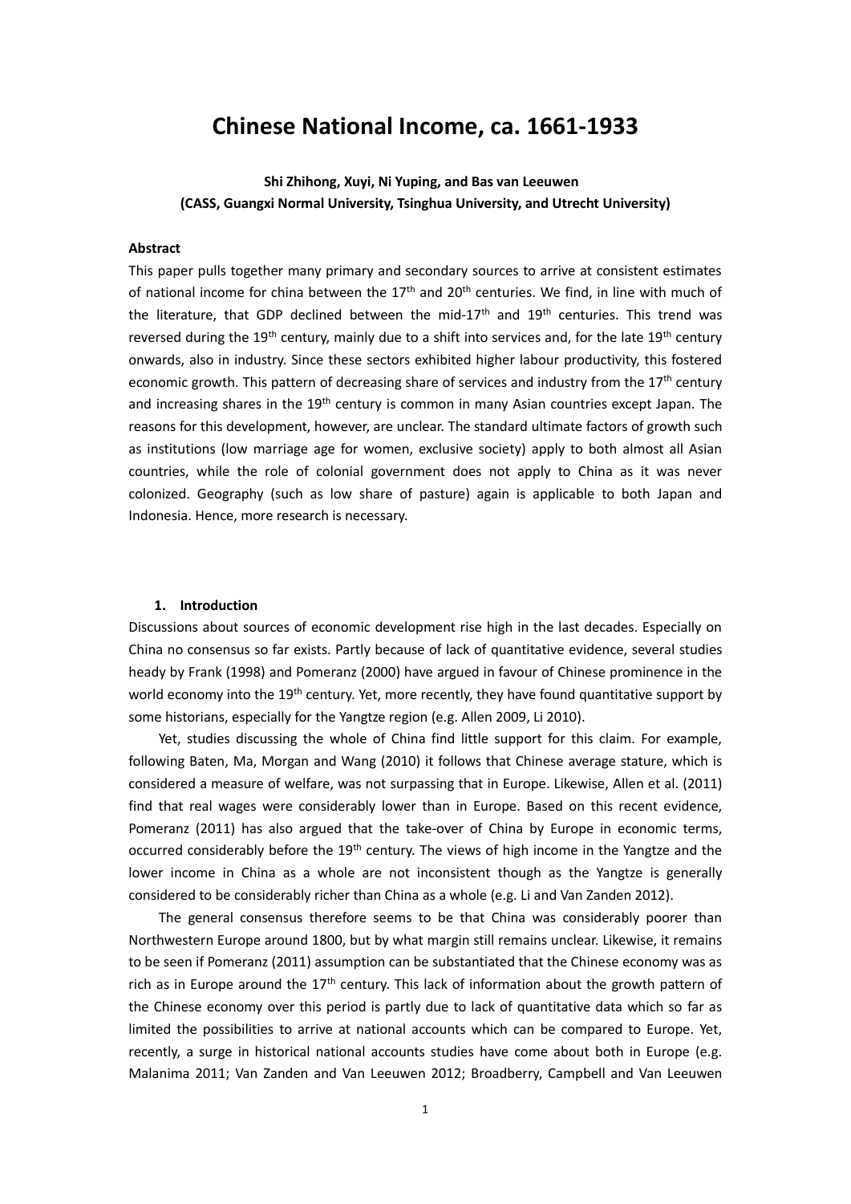# Chinese National Income, ca. 1661-1933

**Shi Zhihong, Xuyi, Ni Yuping, and Bas van Leeuwen**
**(CASS, Guangxi Normal University, Tsinghua University, and Utrecht University)**

**Abstract**

This paper pulls together many primary and secondary sources to arrive at consistent estimates of national income for china between the 17th and 20th centuries. We find, in line with much of the literature, that GDP declined between the mid-17th and 19th centuries. This trend was reversed during the 19th century, mainly due to a shift into services and, for the late 19th century onwards, also in industry. Since these sectors exhibited higher labour productivity, this fostered economic growth. This pattern of decreasing share of services and industry from the 17th century and increasing shares in the 19th century is common in many Asian countries except Japan. The reasons for this development, however, are unclear. The standard ultimate factors of growth such as institutions (low marriage age for women, exclusive society) apply to both almost all Asian countries, while the role of colonial government does not apply to China as it was never colonized. Geography (such as low share of pasture) again is applicable to both Japan and Indonesia. Hence, more research is necessary.

## 1. Introduction

Discussions about sources of economic development rise high in the last decades. Especially on China no consensus so far exists. Partly because of lack of quantitative evidence, several studies heady by Frank (1998) and Pomeranz (2000) have argued in favour of Chinese prominence in the world economy into the 19th century. Yet, more recently, they have found quantitative support by some historians, especially for the Yangtze region (e.g. Allen 2009, Li 2010).

Yet, studies discussing the whole of China find little support for this claim. For example, following Baten, Ma, Morgan and Wang (2010) it follows that Chinese average stature, which is considered a measure of welfare, was not surpassing that in Europe. Likewise, Allen et al. (2011) find that real wages were considerably lower than in Europe. Based on this recent evidence, Pomeranz (2011) has also argued that the take-over of China by Europe in economic terms, occurred considerably before the 19th century. The views of high income in the Yangtze and the lower income in China as a whole are not inconsistent though as the Yangtze is generally considered to be considerably richer than China as a whole (e.g. Li and Van Zanden 2012).

The general consensus therefore seems to be that China was considerably poorer than Northwestern Europe around 1800, but by what margin still remains unclear. Likewise, it remains to be seen if Pomeranz (2011) assumption can be substantiated that the Chinese economy was as rich as in Europe around the 17th century. This lack of information about the growth pattern of the Chinese economy over this period is partly due to lack of quantitative data which so far as limited the possibilities to arrive at national accounts which can be compared to Europe. Yet, recently, a surge in historical national accounts studies have come about both in Europe (e.g. Malanima 2011; Van Zanden and Van Leeuwen 2012; Broadberry, Campbell and Van Leeuwen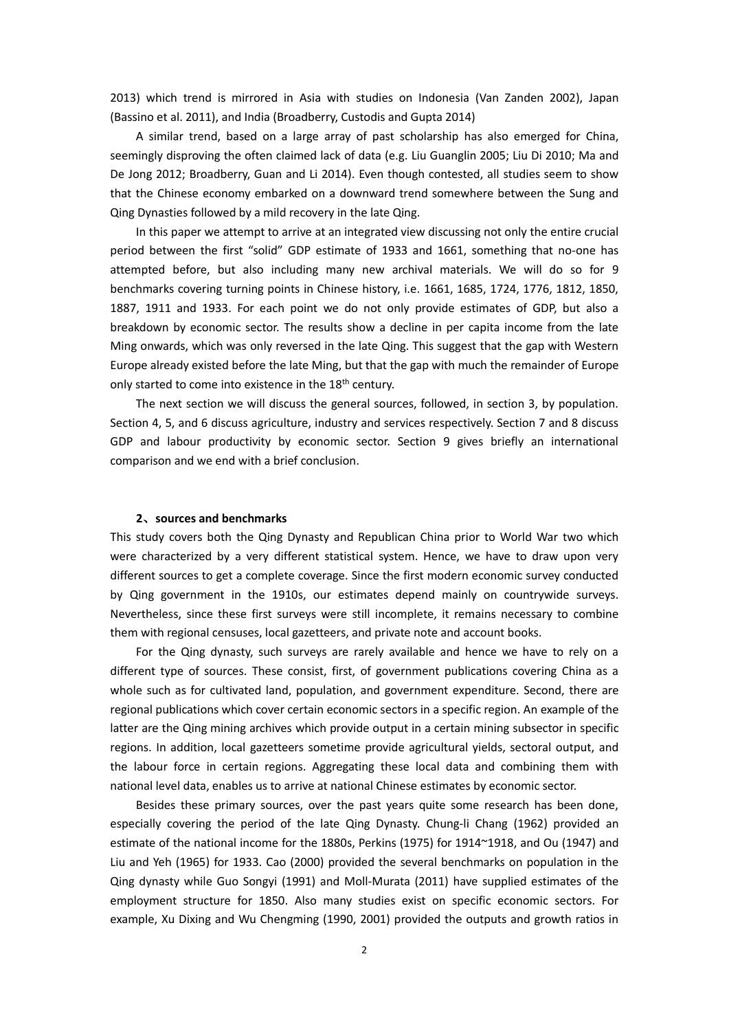2013) which trend is mirrored in Asia with studies on Indonesia (Van Zanden 2002), Japan (Bassino et al. 2011), and India (Broadberry, Custodis and Gupta 2014)

A similar trend, based on a large array of past scholarship has also emerged for China, seemingly disproving the often claimed lack of data (e.g. Liu Guanglin 2005; Liu Di 2010; Ma and De Jong 2012; Broadberry, Guan and Li 2014). Even though contested, all studies seem to show that the Chinese economy embarked on a downward trend somewhere between the Sung and Qing Dynasties followed by a mild recovery in the late Qing.

In this paper we attempt to arrive at an integrated view discussing not only the entire crucial period between the first "solid" GDP estimate of 1933 and 1661, something that no-one has attempted before, but also including many new archival materials. We will do so for 9 benchmarks covering turning points in Chinese history, i.e. 1661, 1685, 1724, 1776, 1812, 1850, 1887, 1911 and 1933. For each point we do not only provide estimates of GDP, but also a breakdown by economic sector. The results show a decline in per capita income from the late Ming onwards, which was only reversed in the late Qing. This suggest that the gap with Western Europe already existed before the late Ming, but that the gap with much the remainder of Europe only started to come into existence in the 18th century.

The next section we will discuss the general sources, followed, in section 3, by population. Section 4, 5, and 6 discuss agriculture, industry and services respectively. Section 7 and 8 discuss GDP and labour productivity by economic sector. Section 9 gives briefly an international comparison and we end with a brief conclusion.

## 2、sources and benchmarks

This study covers both the Qing Dynasty and Republican China prior to World War two which were characterized by a very different statistical system. Hence, we have to draw upon very different sources to get a complete coverage. Since the first modern economic survey conducted by Qing government in the 1910s, our estimates depend mainly on countrywide surveys. Nevertheless, since these first surveys were still incomplete, it remains necessary to combine them with regional censuses, local gazetteers, and private note and account books.

For the Qing dynasty, such surveys are rarely available and hence we have to rely on a different type of sources. These consist, first, of government publications covering China as a whole such as for cultivated land, population, and government expenditure. Second, there are regional publications which cover certain economic sectors in a specific region. An example of the latter are the Qing mining archives which provide output in a certain mining subsector in specific regions. In addition, local gazetteers sometime provide agricultural yields, sectoral output, and the labour force in certain regions. Aggregating these local data and combining them with national level data, enables us to arrive at national Chinese estimates by economic sector.

Besides these primary sources, over the past years quite some research has been done, especially covering the period of the late Qing Dynasty. Chung-li Chang (1962) provided an estimate of the national income for the 1880s, Perkins (1975) for 1914~1918, and Ou (1947) and Liu and Yeh (1965) for 1933. Cao (2000) provided the several benchmarks on population in the Qing dynasty while Guo Songyi (1991) and Moll-Murata (2011) have supplied estimates of the employment structure for 1850. Also many studies exist on specific economic sectors. For example, Xu Dixing and Wu Chengming (1990, 2001) provided the outputs and growth ratios in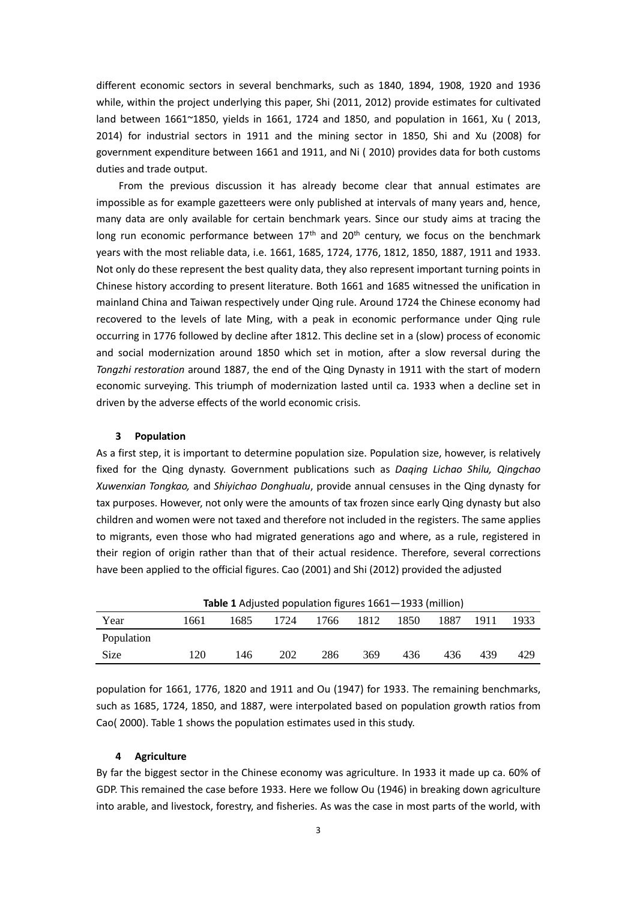different economic sectors in several benchmarks, such as 1840, 1894, 1908, 1920 and 1936 while, within the project underlying this paper, Shi (2011, 2012) provide estimates for cultivated land between 1661~1850, yields in 1661, 1724 and 1850, and population in 1661, Xu ( 2013, 2014) for industrial sectors in 1911 and the mining sector in 1850, Shi and Xu (2008) for government expenditure between 1661 and 1911, and Ni ( 2010) provides data for both customs duties and trade output.

From the previous discussion it has already become clear that annual estimates are impossible as for example gazetteers were only published at intervals of many years and, hence, many data are only available for certain benchmark years. Since our study aims at tracing the long run economic performance between 17th and 20th century, we focus on the benchmark years with the most reliable data, i.e. 1661, 1685, 1724, 1776, 1812, 1850, 1887, 1911 and 1933. Not only do these represent the best quality data, they also represent important turning points in Chinese history according to present literature. Both 1661 and 1685 witnessed the unification in mainland China and Taiwan respectively under Qing rule. Around 1724 the Chinese economy had recovered to the levels of late Ming, with a peak in economic performance under Qing rule occurring in 1776 followed by decline after 1812. This decline set in a (slow) process of economic and social modernization around 1850 which set in motion, after a slow reversal during the *Tongzhi restoration* around 1887, the end of the Qing Dynasty in 1911 with the start of modern economic surveying. This triumph of modernization lasted until ca. 1933 when a decline set in driven by the adverse effects of the world economic crisis.

## 3 Population

As a first step, it is important to determine population size. Population size, however, is relatively fixed for the Qing dynasty. Government publications such as *Daqing Lichao Shilu, Qingchao Xuwenxian Tongkao,* and *Shiyichao Donghualu*, provide annual censuses in the Qing dynasty for tax purposes. However, not only were the amounts of tax frozen since early Qing dynasty but also children and women were not taxed and therefore not included in the registers. The same applies to migrants, even those who had migrated generations ago and where, as a rule, registered in their region of origin rather than that of their actual residence. Therefore, several corrections have been applied to the official figures. Cao (2001) and Shi (2012) provided the adjusted population for 1661, 1776, 1820 and 1911 and Ou (1947) for 1933. The remaining benchmarks, such as 1685, 1724, 1850, and 1887, were interpolated based on population growth ratios from Cao( 2000). Table 1 shows the population estimates used in this study.

**Table 1** Adjusted population figures 1661—1933 (million)

| Year | 1661 | 1685 | 1724 | 1766 | 1812 | 1850 | 1887 | 1911 | 1933 |
|---|---|---|---|---|---|---|---|---|---|
| Population Size | 120 | 146 | 202 | 286 | 369 | 436 | 436 | 439 | 429 |

## 4 Agriculture

By far the biggest sector in the Chinese economy was agriculture. In 1933 it made up ca. 60% of GDP. This remained the case before 1933. Here we follow Ou (1946) in breaking down agriculture into arable, and livestock, forestry, and fisheries. As was the case in most parts of the world, with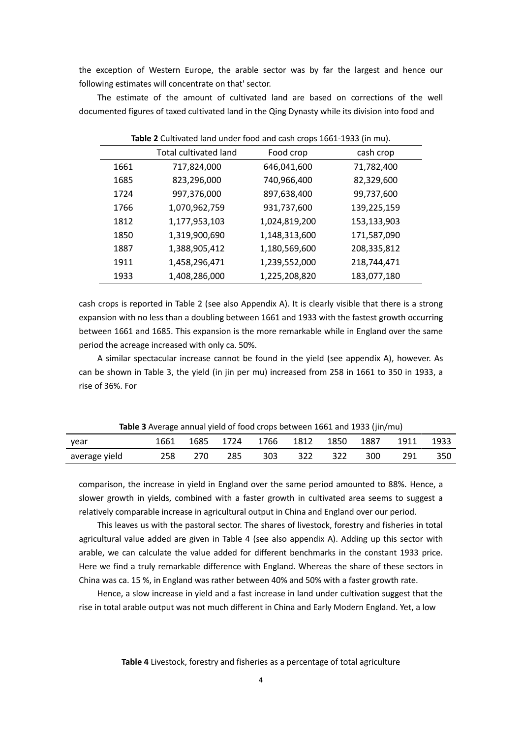the exception of Western Europe, the arable sector was by far the largest and hence our following estimates will concentrate on that' sector.

The estimate of the amount of cultivated land are based on corrections of the well documented figures of taxed cultivated land in the Qing Dynasty while its division into food and cash crops is reported in Table 2 (see also Appendix A). It is clearly visible that there is a strong expansion with no less than a doubling between 1661 and 1933 with the fastest growth occurring between 1661 and 1685. This expansion is the more remarkable while in England over the same period the acreage increased with only ca. 50%.

**Table 2** Cultivated land under food and cash crops 1661-1933 (in mu).

| | Total cultivated land | Food crop | cash crop |
|---|---|---|---|
| 1661 | 717,824,000 | 646,041,600 | 71,782,400 |
| 1685 | 823,296,000 | 740,966,400 | 82,329,600 |
| 1724 | 997,376,000 | 897,638,400 | 99,737,600 |
| 1766 | 1,070,962,759 | 931,737,600 | 139,225,159 |
| 1812 | 1,177,953,103 | 1,024,819,200 | 153,133,903 |
| 1850 | 1,319,900,690 | 1,148,313,600 | 171,587,090 |
| 1887 | 1,388,905,412 | 1,180,569,600 | 208,335,812 |
| 1911 | 1,458,296,471 | 1,239,552,000 | 218,744,471 |
| 1933 | 1,408,286,000 | 1,225,208,820 | 183,077,180 |

A similar spectacular increase cannot be found in the yield (see appendix A), however. As can be shown in Table 3, the yield (in jin per mu) increased from 258 in 1661 to 350 in 1933, a rise of 36%. For comparison, the increase in yield in England over the same period amounted to 88%. Hence, a slower growth in yields, combined with a faster growth in cultivated area seems to suggest a relatively comparable increase in agricultural output in China and England over our period.

**Table 3** Average annual yield of food crops between 1661 and 1933 (jin/mu)

| year | 1661 | 1685 | 1724 | 1766 | 1812 | 1850 | 1887 | 1911 | 1933 |
|---|---|---|---|---|---|---|---|---|---|
| average yield | 258 | 270 | 285 | 303 | 322 | 322 | 300 | 291 | 350 |

This leaves us with the pastoral sector. The shares of livestock, forestry and fisheries in total agricultural value added are given in Table 4 (see also appendix A). Adding up this sector with arable, we can calculate the value added for different benchmarks in the constant 1933 price. Here we find a truly remarkable difference with England. Whereas the share of these sectors in China was ca. 15 %, in England was rather between 40% and 50% with a faster growth rate.

Hence, a slow increase in yield and a fast increase in land under cultivation suggest that the rise in total arable output was not much different in China and Early Modern England. Yet, a low

**Table 4** Livestock, forestry and fisheries as a percentage of total agriculture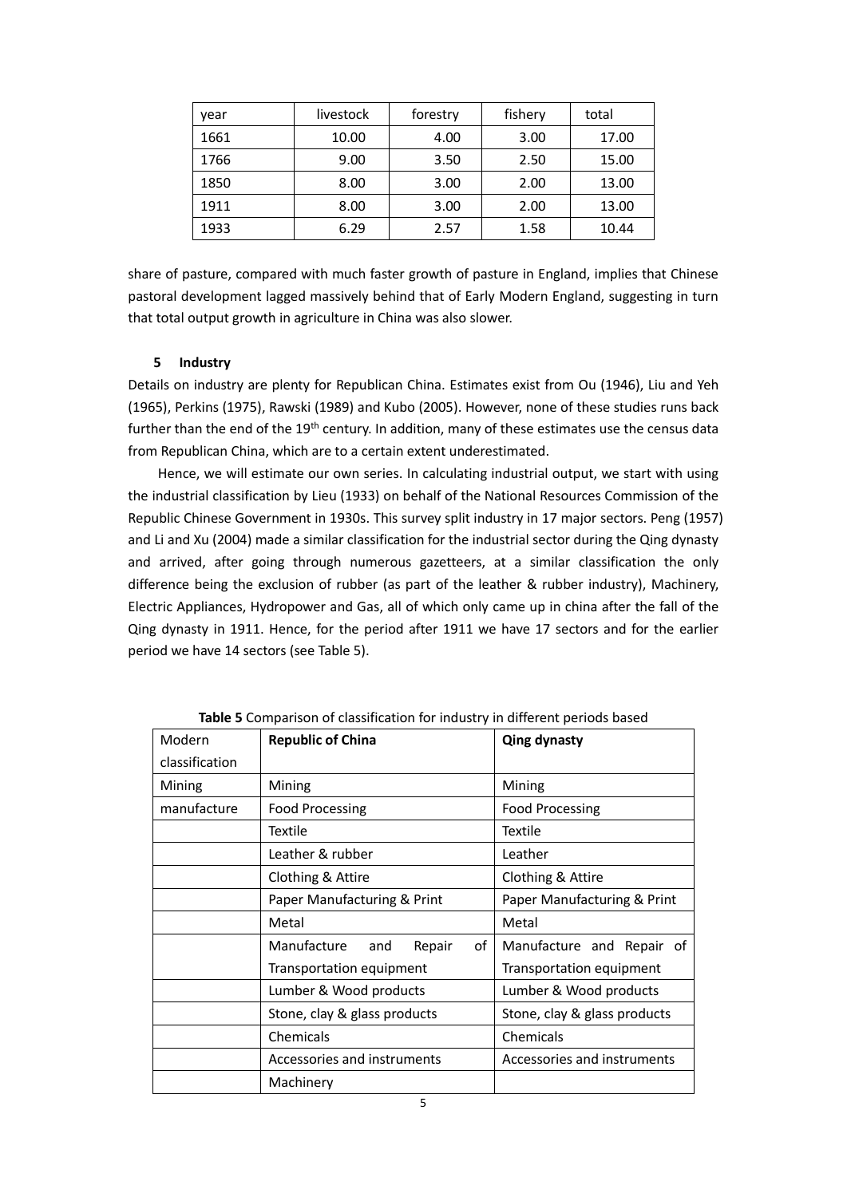| year | livestock | forestry | fishery | total |
|---|---|---|---|---|
| 1661 | 10.00 | 4.00 | 3.00 | 17.00 |
| 1766 | 9.00 | 3.50 | 2.50 | 15.00 |
| 1850 | 8.00 | 3.00 | 2.00 | 13.00 |
| 1911 | 8.00 | 3.00 | 2.00 | 13.00 |
| 1933 | 6.29 | 2.57 | 1.58 | 10.44 |

share of pasture, compared with much faster growth of pasture in England, implies that Chinese pastoral development lagged massively behind that of Early Modern England, suggesting in turn that total output growth in agriculture in China was also slower.

## 5 Industry

Details on industry are plenty for Republican China. Estimates exist from Ou (1946), Liu and Yeh (1965), Perkins (1975), Rawski (1989) and Kubo (2005). However, none of these studies runs back further than the end of the 19th century. In addition, many of these estimates use the census data from Republican China, which are to a certain extent underestimated.

Hence, we will estimate our own series. In calculating industrial output, we start with using the industrial classification by Lieu (1933) on behalf of the National Resources Commission of the Republic Chinese Government in 1930s. This survey split industry in 17 major sectors. Peng (1957) and Li and Xu (2004) made a similar classification for the industrial sector during the Qing dynasty and arrived, after going through numerous gazetteers, at a similar classification the only difference being the exclusion of rubber (as part of the leather & rubber industry), Machinery, Electric Appliances, Hydropower and Gas, all of which only came up in china after the fall of the Qing dynasty in 1911. Hence, for the period after 1911 we have 17 sectors and for the earlier period we have 14 sectors (see Table 5).

**Table 5** Comparison of classification for industry in different periods based

| Modern classification | **Republic of China** | **Qing dynasty** |
|---|---|---|
| Mining | Mining | Mining |
| manufacture | Food Processing | Food Processing |
| | Textile | Textile |
| | Leather & rubber | Leather |
| | Clothing & Attire | Clothing & Attire |
| | Paper Manufacturing & Print | Paper Manufacturing & Print |
| | Metal | Metal |
| | Manufacture and Repair of Transportation equipment | Manufacture and Repair of Transportation equipment |
| | Lumber & Wood products | Lumber & Wood products |
| | Stone, clay & glass products | Stone, clay & glass products |
| | Chemicals | Chemicals |
| | Accessories and instruments | Accessories and instruments |
| | Machinery | |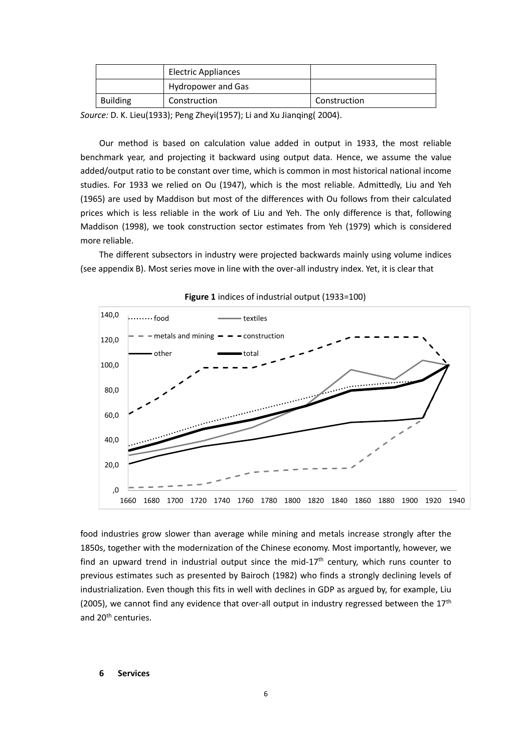| | | |
|---|---|---|
| | Electric Appliances | |
| | Hydropower and Gas | |
| Building | Construction | Construction |

*Source:* D. K. Lieu(1933); Peng Zheyi(1957); Li and Xu Jianqing( 2004).

Our method is based on calculation value added in output in 1933, the most reliable benchmark year, and projecting it backward using output data. Hence, we assume the value added/output ratio to be constant over time, which is common in most historical national income studies. For 1933 we relied on Ou (1947), which is the most reliable. Admittedly, Liu and Yeh (1965) are used by Maddison but most of the differences with Ou follows from their calculated prices which is less reliable in the work of Liu and Yeh. The only difference is that, following Maddison (1998), we took construction sector estimates from Yeh (1979) which is considered more reliable.

The different subsectors in industry were projected backwards mainly using volume indices (see appendix B). Most series move in line with the over-all industry index. Yet, it is clear that

**Figure 1** indices of industrial output (1933=100)

food industries grow slower than average while mining and metals increase strongly after the 1850s, together with the modernization of the Chinese economy. Most importantly, however, we find an upward trend in industrial output since the mid-17th century, which runs counter to previous estimates such as presented by Bairoch (1982) who finds a strongly declining levels of industrialization. Even though this fits in well with declines in GDP as argued by, for example, Liu (2005), we cannot find any evidence that over-all output in industry regressed between the 17th and 20th centuries.

## 6 Services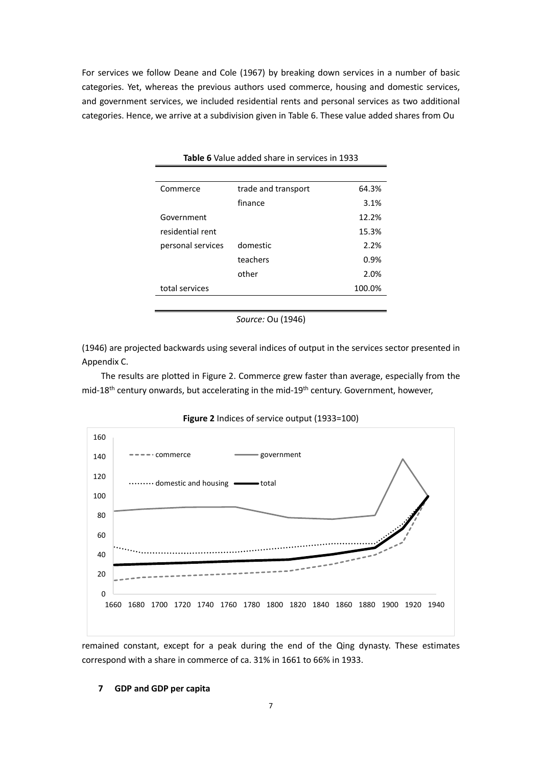For services we follow Deane and Cole (1967) by breaking down services in a number of basic categories. Yet, whereas the previous authors used commerce, housing and domestic services, and government services, we included residential rents and personal services as two additional categories. Hence, we arrive at a subdivision given in Table 6. These value added shares from Ou (1946) are projected backwards using several indices of output in the services sector presented in Appendix C.

**Table 6** Value added share in services in 1933

| | | |
|---|---|---|
| Commerce | trade and transport | 64.3% |
| | finance | 3.1% |
| Government | | 12.2% |
| residential rent | | 15.3% |
| personal services | domestic | 2.2% |
| | teachers | 0.9% |
| | other | 2.0% |
| total services | | 100.0% |

*Source:* Ou (1946)

The results are plotted in Figure 2. Commerce grew faster than average, especially from the mid-18th century onwards, but accelerating in the mid-19th century. Government, however, remained constant, except for a peak during the end of the Qing dynasty. These estimates correspond with a share in commerce of ca. 31% in 1661 to 66% in 1933.

**Figure 2** Indices of service output (1933=100)

## 7 GDP and GDP per capita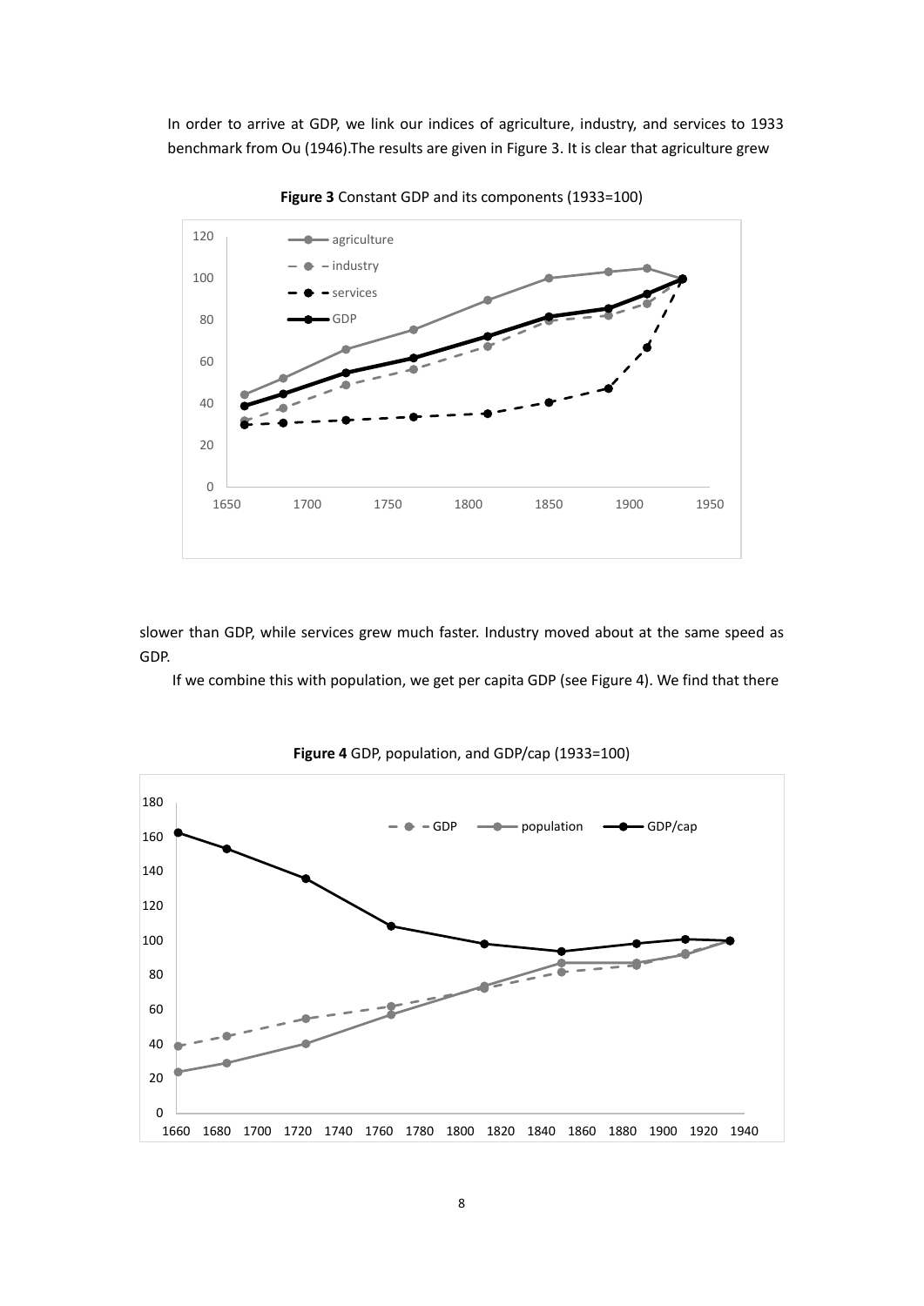In order to arrive at GDP, we link our indices of agriculture, industry, and services to 1933 benchmark from Ou (1946).The results are given in Figure 3. It is clear that agriculture grew

**Figure 3** Constant GDP and its components (1933=100)

slower than GDP, while services grew much faster. Industry moved about at the same speed as GDP.

If we combine this with population, we get per capita GDP (see Figure 4). We find that there

**Figure 4** GDP, population, and GDP/cap (1933=100)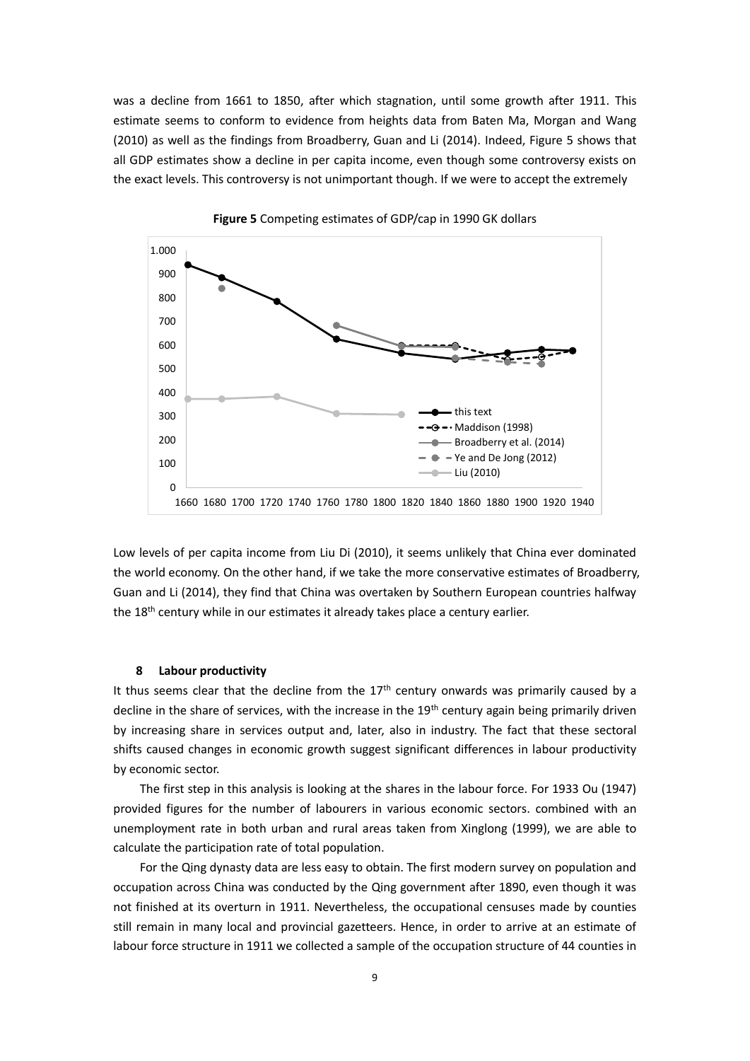was a decline from 1661 to 1850, after which stagnation, until some growth after 1911. This estimate seems to conform to evidence from heights data from Baten Ma, Morgan and Wang (2010) as well as the findings from Broadberry, Guan and Li (2014). Indeed, Figure 5 shows that all GDP estimates show a decline in per capita income, even though some controversy exists on the exact levels. This controversy is not unimportant though. If we were to accept the extremely

**Figure 5** Competing estimates of GDP/cap in 1990 GK dollars

Low levels of per capita income from Liu Di (2010), it seems unlikely that China ever dominated the world economy. On the other hand, if we take the more conservative estimates of Broadberry, Guan and Li (2014), they find that China was overtaken by Southern European countries halfway the 18th century while in our estimates it already takes place a century earlier.

### 8 Labour productivity

It thus seems clear that the decline from the 17th century onwards was primarily caused by a decline in the share of services, with the increase in the 19th century again being primarily driven by increasing share in services output and, later, also in industry. The fact that these sectoral shifts caused changes in economic growth suggest significant differences in labour productivity by economic sector.

The first step in this analysis is looking at the shares in the labour force. For 1933 Ou (1947) provided figures for the number of labourers in various economic sectors. combined with an unemployment rate in both urban and rural areas taken from Xinglong (1999), we are able to calculate the participation rate of total population.

For the Qing dynasty data are less easy to obtain. The first modern survey on population and occupation across China was conducted by the Qing government after 1890, even though it was not finished at its overturn in 1911. Nevertheless, the occupational censuses made by counties still remain in many local and provincial gazetteers. Hence, in order to arrive at an estimate of labour force structure in 1911 we collected a sample of the occupation structure of 44 counties in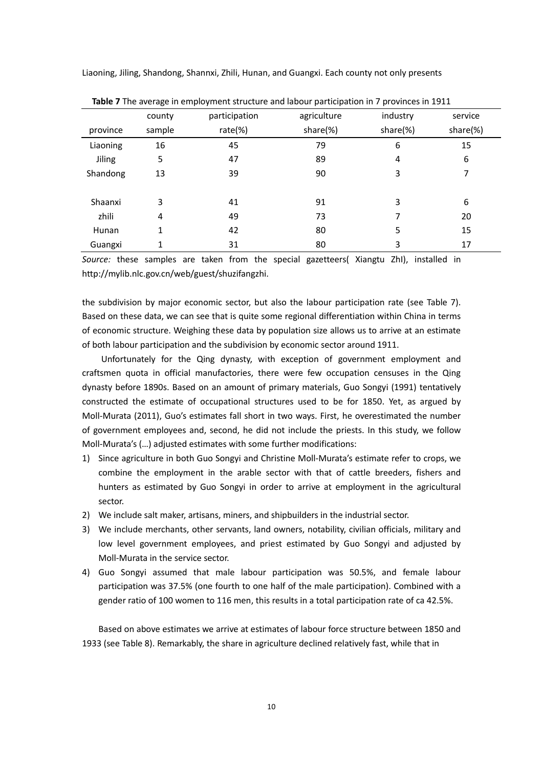Liaoning, Jiling, Shandong, Shannxi, Zhili, Hunan, and Guangxi. Each county not only presents

**Table 7** The average in employment structure and labour participation in 7 provinces in 1911

| province | county sample | participation rate(%) | agriculture share(%) | industry share(%) | service share(%) |
|---|---|---|---|---|---|
| Liaoning | 16 | 45 | 79 | 6 | 15 |
| Jiling | 5 | 47 | 89 | 4 | 6 |
| Shandong | 13 | 39 | 90 | 3 | 7 |
| Shaanxi | 3 | 41 | 91 | 3 | 6 |
| zhili | 4 | 49 | 73 | 7 | 20 |
| Hunan | 1 | 42 | 80 | 5 | 15 |
| Guangxi | 1 | 31 | 80 | 3 | 17 |

*Source:* these samples are taken from the special gazetteers( Xiangtu Zhl), installed in http://mylib.nlc.gov.cn/web/guest/shuzifangzhi.

the subdivision by major economic sector, but also the labour participation rate (see Table 7). Based on these data, we can see that is quite some regional differentiation within China in terms of economic structure. Weighing these data by population size allows us to arrive at an estimate of both labour participation and the subdivision by economic sector around 1911.

Unfortunately for the Qing dynasty, with exception of government employment and craftsmen quota in official manufactories, there were few occupation censuses in the Qing dynasty before 1890s. Based on an amount of primary materials, Guo Songyi (1991) tentatively constructed the estimate of occupational structures used to be for 1850. Yet, as argued by Moll-Murata (2011), Guo's estimates fall short in two ways. First, he overestimated the number of government employees and, second, he did not include the priests. In this study, we follow Moll-Murata's (…) adjusted estimates with some further modifications:

1) Since agriculture in both Guo Songyi and Christine Moll-Murata's estimate refer to crops, we combine the employment in the arable sector with that of cattle breeders, fishers and hunters as estimated by Guo Songyi in order to arrive at employment in the agricultural sector.
2) We include salt maker, artisans, miners, and shipbuilders in the industrial sector.
3) We include merchants, other servants, land owners, notability, civilian officials, military and low level government employees, and priest estimated by Guo Songyi and adjusted by Moll-Murata in the service sector.
4) Guo Songyi assumed that male labour participation was 50.5%, and female labour participation was 37.5% (one fourth to one half of the male participation). Combined with a gender ratio of 100 women to 116 men, this results in a total participation rate of ca 42.5%.

Based on above estimates we arrive at estimates of labour force structure between 1850 and 1933 (see Table 8). Remarkably, the share in agriculture declined relatively fast, while that in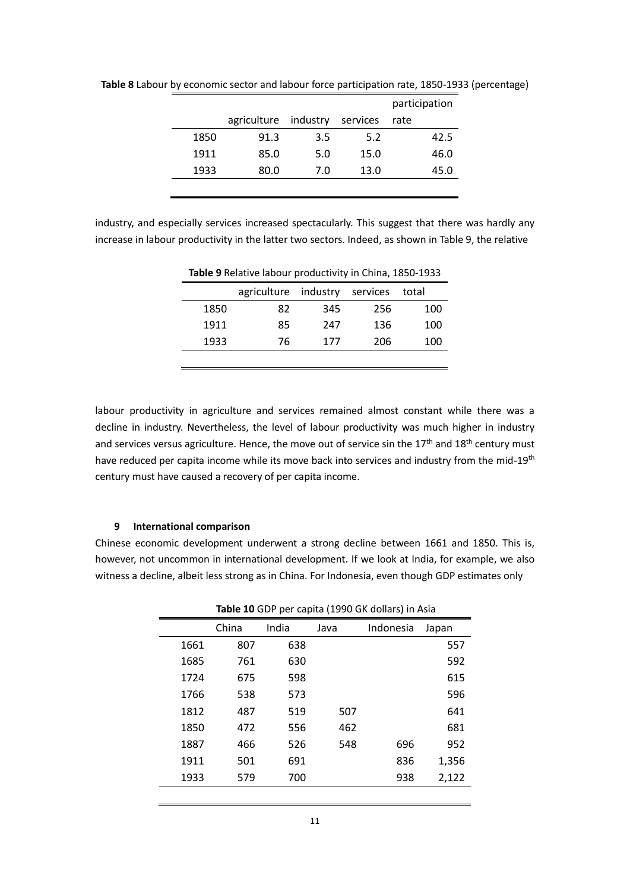**Table 8** Labour by economic sector and labour force participation rate, 1850-1933 (percentage)

| | agriculture | industry | services | participation rate |
|---|---|---|---|---|
| 1850 | 91.3 | 3.5 | 5.2 | 42.5 |
| 1911 | 85.0 | 5.0 | 15.0 | 46.0 |
| 1933 | 80.0 | 7.0 | 13.0 | 45.0 |

industry, and especially services increased spectacularly. This suggest that there was hardly any increase in labour productivity in the latter two sectors. Indeed, as shown in Table 9, the relative

**Table 9** Relative labour productivity in China, 1850-1933

| | agriculture | industry | services | total |
|---|---|---|---|---|
| 1850 | 82 | 345 | 256 | 100 |
| 1911 | 85 | 247 | 136 | 100 |
| 1933 | 76 | 177 | 206 | 100 |

labour productivity in agriculture and services remained almost constant while there was a decline in industry. Nevertheless, the level of labour productivity was much higher in industry and services versus agriculture. Hence, the move out of service sin the 17th and 18th century must have reduced per capita income while its move back into services and industry from the mid-19th century must have caused a recovery of per capita income.

## 9 International comparison

Chinese economic development underwent a strong decline between 1661 and 1850. This is, however, not uncommon in international development. If we look at India, for example, we also witness a decline, albeit less strong as in China. For Indonesia, even though GDP estimates only

**Table 10** GDP per capita (1990 GK dollars) in Asia

| | China | India | Java | Indonesia | Japan |
|---|---|---|---|---|---|
| 1661 | 807 | 638 | | | 557 |
| 1685 | 761 | 630 | | | 592 |
| 1724 | 675 | 598 | | | 615 |
| 1766 | 538 | 573 | | | 596 |
| 1812 | 487 | 519 | 507 | | 641 |
| 1850 | 472 | 556 | 462 | | 681 |
| 1887 | 466 | 526 | 548 | 696 | 952 |
| 1911 | 501 | 691 | | 836 | 1,356 |
| 1933 | 579 | 700 | | 938 | 2,122 |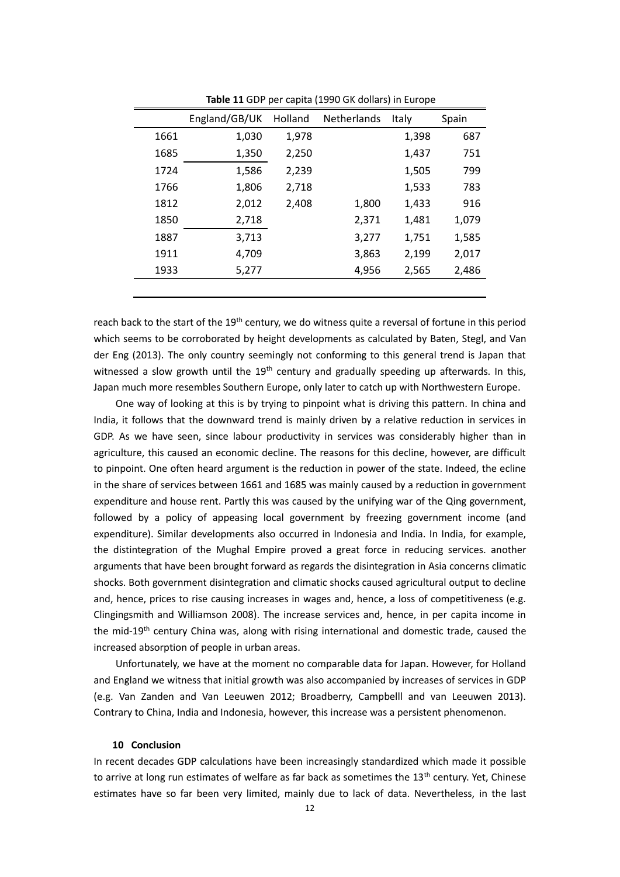**Table 11** GDP per capita (1990 GK dollars) in Europe

| | England/GB/UK | Holland | Netherlands | Italy | Spain |
|---|---|---|---|---|---|
| 1661 | 1,030 | 1,978 | | 1,398 | 687 |
| 1685 | 1,350 | 2,250 | | 1,437 | 751 |
| 1724 | 1,586 | 2,239 | | 1,505 | 799 |
| 1766 | 1,806 | 2,718 | | 1,533 | 783 |
| 1812 | 2,012 | 2,408 | 1,800 | 1,433 | 916 |
| 1850 | 2,718 | | 2,371 | 1,481 | 1,079 |
| 1887 | 3,713 | | 3,277 | 1,751 | 1,585 |
| 1911 | 4,709 | | 3,863 | 2,199 | 2,017 |
| 1933 | 5,277 | | 4,956 | 2,565 | 2,486 |

reach back to the start of the 19th century, we do witness quite a reversal of fortune in this period which seems to be corroborated by height developments as calculated by Baten, Stegl, and Van der Eng (2013). The only country seemingly not conforming to this general trend is Japan that witnessed a slow growth until the 19th century and gradually speeding up afterwards. In this, Japan much more resembles Southern Europe, only later to catch up with Northwestern Europe.

One way of looking at this is by trying to pinpoint what is driving this pattern. In china and India, it follows that the downward trend is mainly driven by a relative reduction in services in GDP. As we have seen, since labour productivity in services was considerably higher than in agriculture, this caused an economic decline. The reasons for this decline, however, are difficult to pinpoint. One often heard argument is the reduction in power of the state. Indeed, the ecline in the share of services between 1661 and 1685 was mainly caused by a reduction in government expenditure and house rent. Partly this was caused by the unifying war of the Qing government, followed by a policy of appeasing local government by freezing government income (and expenditure). Similar developments also occurred in Indonesia and India. In India, for example, the distintegration of the Mughal Empire proved a great force in reducing services. another arguments that have been brought forward as regards the disintegration in Asia concerns climatic shocks. Both government disintegration and climatic shocks caused agricultural output to decline and, hence, prices to rise causing increases in wages and, hence, a loss of competitiveness (e.g. Clingingsmith and Williamson 2008). The increase services and, hence, in per capita income in the mid-19th century China was, along with rising international and domestic trade, caused the increased absorption of people in urban areas.

Unfortunately, we have at the moment no comparable data for Japan. However, for Holland and England we witness that initial growth was also accompanied by increases of services in GDP (e.g. Van Zanden and Van Leeuwen 2012; Broadberry, Campbelll and van Leeuwen 2013). Contrary to China, India and Indonesia, however, this increase was a persistent phenomenon.

## 10 Conclusion

In recent decades GDP calculations have been increasingly standardized which made it possible to arrive at long run estimates of welfare as far back as sometimes the 13th century. Yet, Chinese estimates have so far been very limited, mainly due to lack of data. Nevertheless, in the last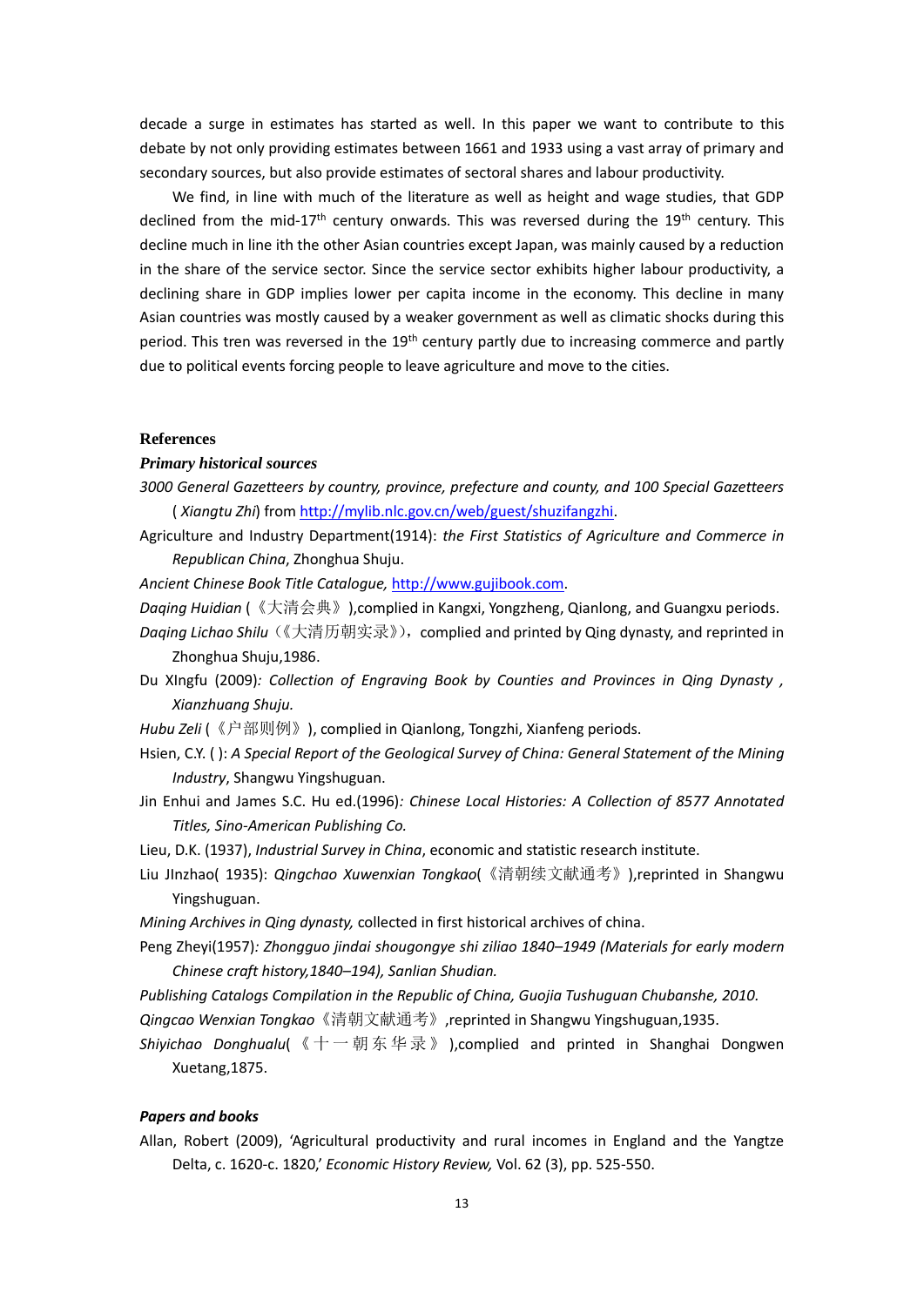decade a surge in estimates has started as well. In this paper we want to contribute to this debate by not only providing estimates between 1661 and 1933 using a vast array of primary and secondary sources, but also provide estimates of sectoral shares and labour productivity.

We find, in line with much of the literature as well as height and wage studies, that GDP declined from the mid-17th century onwards. This was reversed during the 19th century. This decline much in line ith the other Asian countries except Japan, was mainly caused by a reduction in the share of the service sector. Since the service sector exhibits higher labour productivity, a declining share in GDP implies lower per capita income in the economy. This decline in many Asian countries was mostly caused by a weaker government as well as climatic shocks during this period. This tren was reversed in the 19th century partly due to increasing commerce and partly due to political events forcing people to leave agriculture and move to the cities.

## References

### *Primary historical sources*

*3000 General Gazetteers by country, province, prefecture and county, and 100 Special Gazetteers* ( *Xiangtu Zhi*) from http://mylib.nlc.gov.cn/web/guest/shuzifangzhi.

Agriculture and Industry Department(1914): *the First Statistics of Agriculture and Commerce in Republican China*, Zhonghua Shuju.

*Ancient Chinese Book Title Catalogue,* http://www.gujibook.com.

*Daqing Huidian* (《大清会典》),complied in Kangxi, Yongzheng, Qianlong, and Guangxu periods.

*Daqing Lichao Shilu*（《大清历朝实录》），complied and printed by Qing dynasty, and reprinted in Zhonghua Shuju,1986.

Du XIngfu (2009)*: Collection of Engraving Book by Counties and Provinces in Qing Dynasty , Xianzhuang Shuju.*

*Hubu Zeli* (《户部则例》), complied in Qianlong, Tongzhi, Xianfeng periods.

Hsien, C.Y. ( ): *A Special Report of the Geological Survey of China: General Statement of the Mining Industry*, Shangwu Yingshuguan.

Jin Enhui and James S.C. Hu ed.(1996)*: Chinese Local Histories: A Collection of 8577 Annotated Titles, Sino-American Publishing Co.*

Lieu, D.K. (1937), *Industrial Survey in China*, economic and statistic research institute.

Liu JInzhao( 1935): *Qingchao Xuwenxian Tongkao*(《清朝续文献通考》),reprinted in Shangwu Yingshuguan.

*Mining Archives in Qing dynasty,* collected in first historical archives of china.

Peng Zheyi(1957)*: Zhongguo jindai shougongye shi ziliao 1840–1949 (Materials for early modern Chinese craft history,1840–194), Sanlian Shudian.*

*Publishing Catalogs Compilation in the Republic of China, Guojia Tushuguan Chubanshe, 2010.*

*Qingcao Wenxian Tongkao*《清朝文献通考》,reprinted in Shangwu Yingshuguan,1935.

*Shiyichao Donghualu*(《十一朝东华录》),complied and printed in Shanghai Dongwen Xuetang,1875.

### *Papers and books*

Allan, Robert (2009), 'Agricultural productivity and rural incomes in England and the Yangtze Delta, c. 1620-c. 1820,' *Economic History Review,* Vol. 62 (3), pp. 525-550.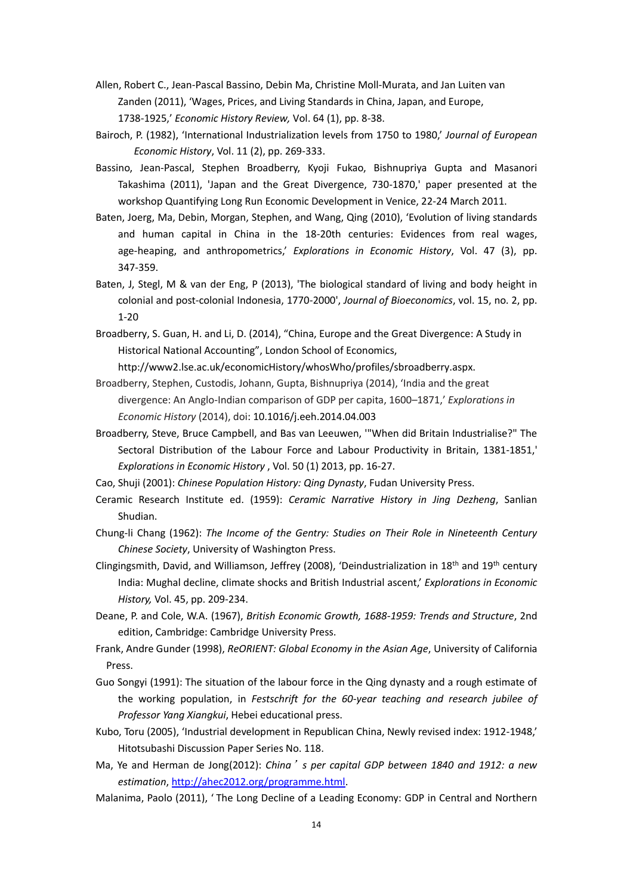Allen, Robert C., Jean-Pascal Bassino, Debin Ma, Christine Moll-Murata, and Jan Luiten van Zanden (2011), 'Wages, Prices, and Living Standards in China, Japan, and Europe, 1738-1925,' *Economic History Review,* Vol. 64 (1), pp. 8-38.

Bairoch, P. (1982), 'International Industrialization levels from 1750 to 1980,' *Journal of European Economic History*, Vol. 11 (2), pp. 269-333.

Bassino, Jean-Pascal, Stephen Broadberry, Kyoji Fukao, Bishnupriya Gupta and Masanori Takashima (2011), 'Japan and the Great Divergence, 730-1870,' paper presented at the workshop Quantifying Long Run Economic Development in Venice, 22-24 March 2011.

Baten, Joerg, Ma, Debin, Morgan, Stephen, and Wang, Qing (2010), 'Evolution of living standards and human capital in China in the 18-20th centuries: Evidences from real wages, age-heaping, and anthropometrics,' *Explorations in Economic History*, Vol. 47 (3), pp. 347-359.

Baten, J, Stegl, M & van der Eng, P (2013), 'The biological standard of living and body height in colonial and post-colonial Indonesia, 1770-2000', *Journal of Bioeconomics*, vol. 15, no. 2, pp. 1-20

Broadberry, S. Guan, H. and Li, D. (2014), "China, Europe and the Great Divergence: A Study in Historical National Accounting", London School of Economics, http://www2.lse.ac.uk/economicHistory/whosWho/profiles/sbroadberry.aspx.

Broadberry, Stephen, Custodis, Johann, Gupta, Bishnupriya (2014), 'India and the great divergence: An Anglo-Indian comparison of GDP per capita, 1600–1871,' *Explorations in Economic History* (2014), doi: 10.1016/j.eeh.2014.04.003

Broadberry, Steve, Bruce Campbell, and Bas van Leeuwen, '"When did Britain Industrialise?" The Sectoral Distribution of the Labour Force and Labour Productivity in Britain, 1381-1851,' *Explorations in Economic History* , Vol. 50 (1) 2013, pp. 16-27.

Cao, Shuji (2001): *Chinese Population History: Qing Dynasty*, Fudan University Press.

Ceramic Research Institute ed. (1959): *Ceramic Narrative History in Jing Dezheng*, Sanlian Shudian.

Chung-li Chang (1962): *The Income of the Gentry: Studies on Their Role in Nineteenth Century Chinese Society*, University of Washington Press.

Clingingsmith, David, and Williamson, Jeffrey (2008), 'Deindustrialization in 18th and 19th century India: Mughal decline, climate shocks and British Industrial ascent,' *Explorations in Economic History,* Vol. 45, pp. 209-234.

Deane, P. and Cole, W.A. (1967), *British Economic Growth, 1688-1959: Trends and Structure*, 2nd edition, Cambridge: Cambridge University Press.

Frank, Andre Gunder (1998), *ReORIENT: Global Economy in the Asian Age*, University of California Press.

Guo Songyi (1991): The situation of the labour force in the Qing dynasty and a rough estimate of the working population, in *Festschrift for the 60-year teaching and research jubilee of Professor Yang Xiangkui*, Hebei educational press.

Kubo, Toru (2005), 'Industrial development in Republican China, Newly revised index: 1912-1948,' Hitotsubashi Discussion Paper Series No. 118.

Ma, Ye and Herman de Jong(2012): *China's per capital GDP between 1840 and 1912: a new estimation*, http://ahec2012.org/programme.html.

Malanima, Paolo (2011), 'The Long Decline of a Leading Economy: GDP in Central and Northern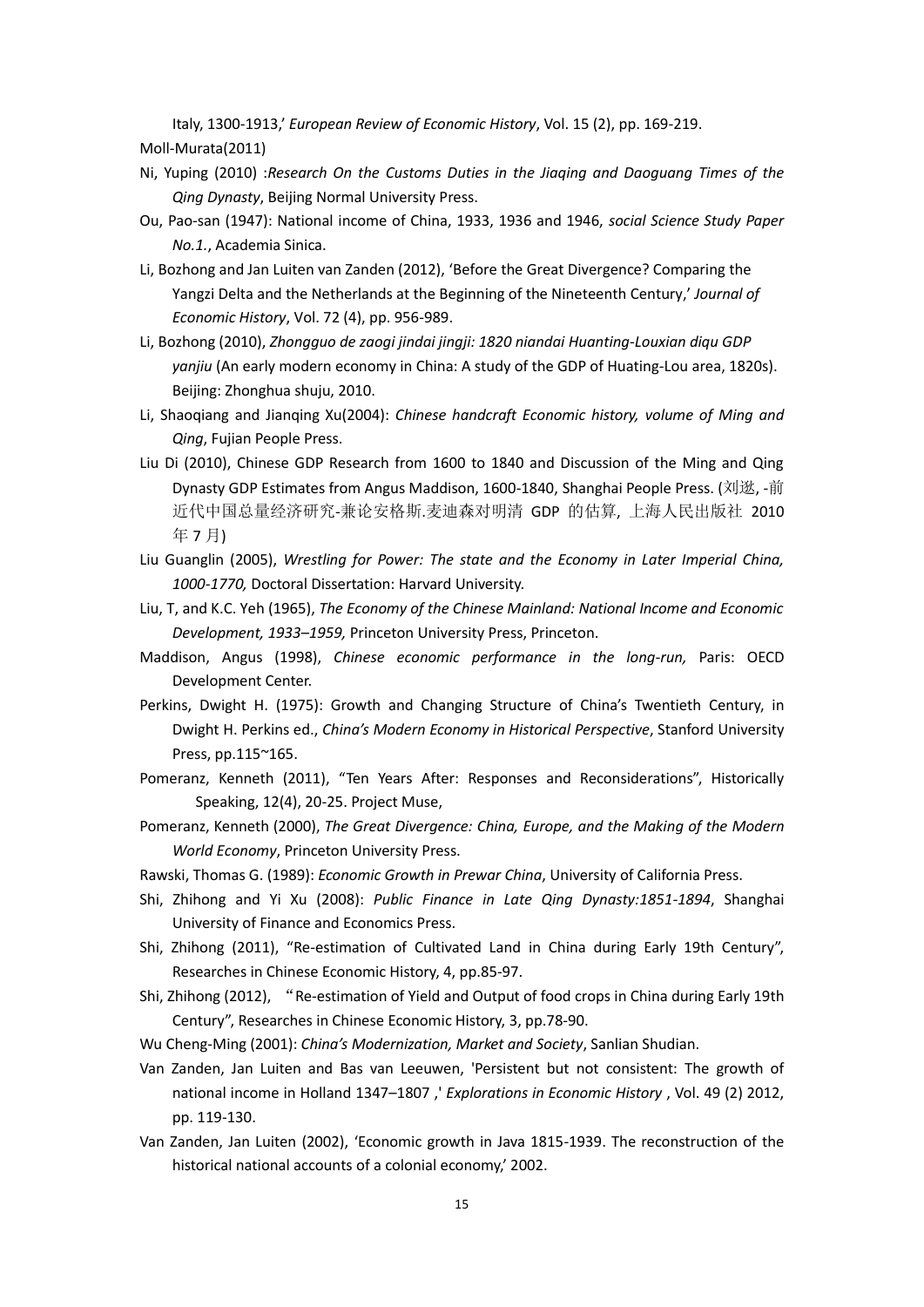Italy, 1300-1913,' *European Review of Economic History*, Vol. 15 (2), pp. 169-219.

Moll-Murata(2011)

Ni, Yuping (2010) :*Research On the Customs Duties in the Jiaqing and Daoguang Times of the Qing Dynasty*, Beijing Normal University Press.

Ou, Pao-san (1947): National income of China, 1933, 1936 and 1946, *social Science Study Paper No.1.*, Academia Sinica.

Li, Bozhong and Jan Luiten van Zanden (2012), 'Before the Great Divergence? Comparing the Yangzi Delta and the Netherlands at the Beginning of the Nineteenth Century,' *Journal of Economic History*, Vol. 72 (4), pp. 956-989.

Li, Bozhong (2010), *Zhongguo de zaogi jindai jingji: 1820 niandai Huanting-Louxian diqu GDP yanjiu* (An early modern economy in China: A study of the GDP of Huating-Lou area, 1820s). Beijing: Zhonghua shuju, 2010.

Li, Shaoqiang and Jianqing Xu(2004): *Chinese handcraft Economic history, volume of Ming and Qing*, Fujian People Press.

Liu Di (2010), Chinese GDP Research from 1600 to 1840 and Discussion of the Ming and Qing Dynasty GDP Estimates from Angus Maddison, 1600-1840, Shanghai People Press. (刘逖, -前近代中国总量经济研究-兼论安格斯.麦迪森对明清 GDP 的估算, 上海人民出版社 2010 年 7 月)

Liu Guanglin (2005), *Wrestling for Power: The state and the Economy in Later Imperial China, 1000-1770,* Doctoral Dissertation: Harvard University.

Liu, T, and K.C. Yeh (1965), *The Economy of the Chinese Mainland: National Income and Economic Development, 1933–1959,* Princeton University Press, Princeton.

Maddison, Angus (1998), *Chinese economic performance in the long-run,* Paris: OECD Development Center.

Perkins, Dwight H. (1975): Growth and Changing Structure of China's Twentieth Century, in Dwight H. Perkins ed., *China's Modern Economy in Historical Perspective*, Stanford University Press, pp.115~165.

Pomeranz, Kenneth (2011), "Ten Years After: Responses and Reconsiderations", Historically Speaking, 12(4), 20-25. Project Muse,

Pomeranz, Kenneth (2000), *The Great Divergence: China, Europe, and the Making of the Modern World Economy*, Princeton University Press.

Rawski, Thomas G. (1989): *Economic Growth in Prewar China*, University of California Press.

Shi, Zhihong and Yi Xu (2008): *Public Finance in Late Qing Dynasty:1851-1894*, Shanghai University of Finance and Economics Press.

Shi, Zhihong (2011), "Re-estimation of Cultivated Land in China during Early 19th Century", Researches in Chinese Economic History, 4, pp.85-97.

Shi, Zhihong (2012), "Re-estimation of Yield and Output of food crops in China during Early 19th Century", Researches in Chinese Economic History, 3, pp.78-90.

Wu Cheng-Ming (2001): *China's Modernization, Market and Society*, Sanlian Shudian.

Van Zanden, Jan Luiten and Bas van Leeuwen, 'Persistent but not consistent: The growth of national income in Holland 1347–1807 ,' *Explorations in Economic History* , Vol. 49 (2) 2012, pp. 119-130.

Van Zanden, Jan Luiten (2002), 'Economic growth in Java 1815-1939. The reconstruction of the historical national accounts of a colonial economy,' 2002.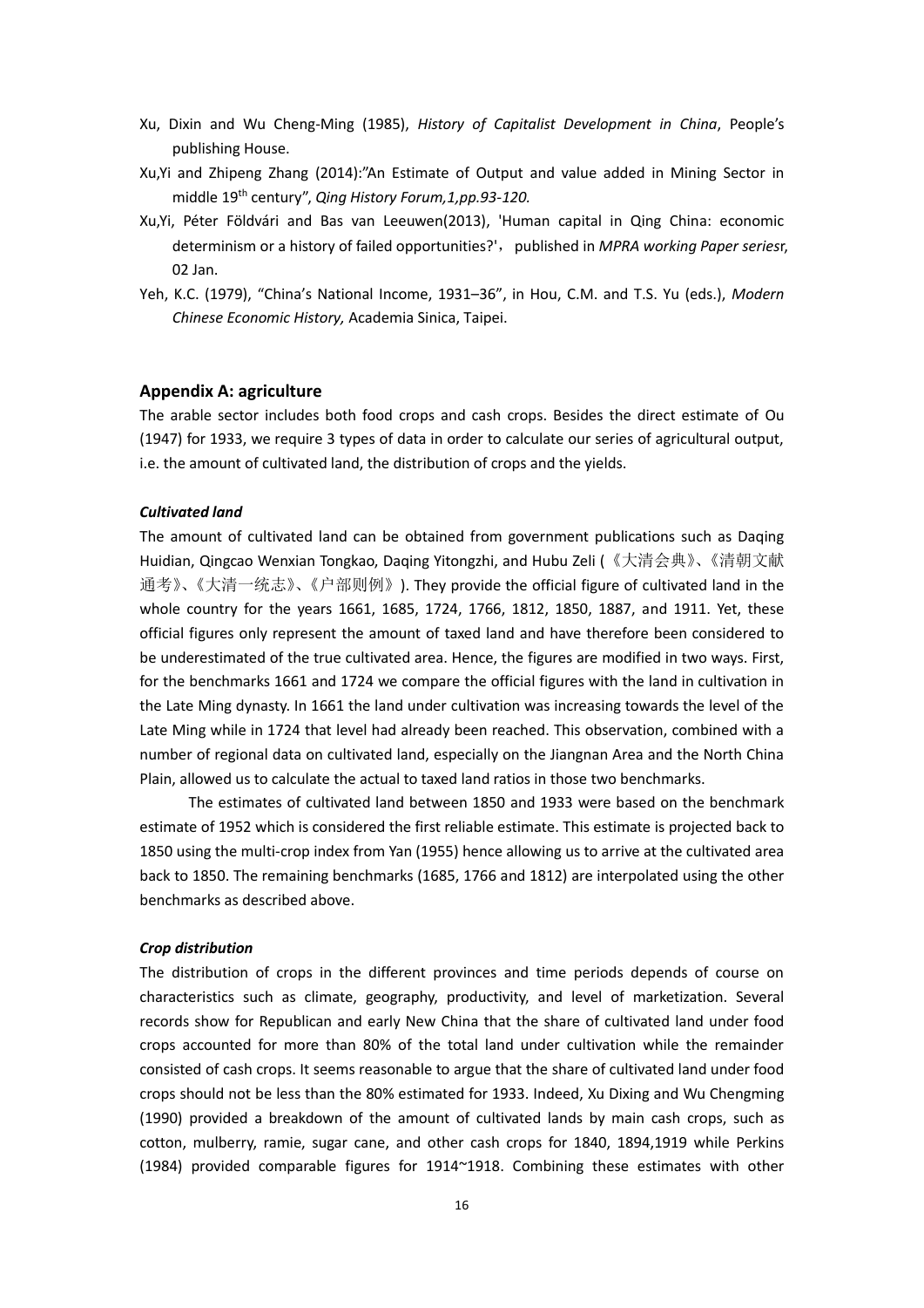Xu, Dixin and Wu Cheng-Ming (1985), *History of Capitalist Development in China*, People's publishing House.

Xu,Yi and Zhipeng Zhang (2014):"An Estimate of Output and value added in Mining Sector in middle 19th century", *Qing History Forum,1,pp.93-120.*

Xu,Yi, Péter Földvári and Bas van Leeuwen(2013), 'Human capital in Qing China: economic determinism or a history of failed opportunities?'， published in *MPRA working Paper seriesr*, 02 Jan.

Yeh, K.C. (1979), "China's National Income, 1931–36", in Hou, C.M. and T.S. Yu (eds.), *Modern Chinese Economic History,* Academia Sinica, Taipei.

## Appendix A: agriculture

The arable sector includes both food crops and cash crops. Besides the direct estimate of Ou (1947) for 1933, we require 3 types of data in order to calculate our series of agricultural output, i.e. the amount of cultivated land, the distribution of crops and the yields.

### *Cultivated land*

The amount of cultivated land can be obtained from government publications such as Daqing Huidian, Qingcao Wenxian Tongkao, Daqing Yitongzhi, and Hubu Zeli (《大清会典》、《清朝文献通考》、《大清一统志》、《户部则例》). They provide the official figure of cultivated land in the whole country for the years 1661, 1685, 1724, 1766, 1812, 1850, 1887, and 1911. Yet, these official figures only represent the amount of taxed land and have therefore been considered to be underestimated of the true cultivated area. Hence, the figures are modified in two ways. First, for the benchmarks 1661 and 1724 we compare the official figures with the land in cultivation in the Late Ming dynasty. In 1661 the land under cultivation was increasing towards the level of the Late Ming while in 1724 that level had already been reached. This observation, combined with a number of regional data on cultivated land, especially on the Jiangnan Area and the North China Plain, allowed us to calculate the actual to taxed land ratios in those two benchmarks.

The estimates of cultivated land between 1850 and 1933 were based on the benchmark estimate of 1952 which is considered the first reliable estimate. This estimate is projected back to 1850 using the multi-crop index from Yan (1955) hence allowing us to arrive at the cultivated area back to 1850. The remaining benchmarks (1685, 1766 and 1812) are interpolated using the other benchmarks as described above.

### *Crop distribution*

The distribution of crops in the different provinces and time periods depends of course on characteristics such as climate, geography, productivity, and level of marketization. Several records show for Republican and early New China that the share of cultivated land under food crops accounted for more than 80% of the total land under cultivation while the remainder consisted of cash crops. It seems reasonable to argue that the share of cultivated land under food crops should not be less than the 80% estimated for 1933. Indeed, Xu Dixing and Wu Chengming (1990) provided a breakdown of the amount of cultivated lands by main cash crops, such as cotton, mulberry, ramie, sugar cane, and other cash crops for 1840, 1894,1919 while Perkins (1984) provided comparable figures for 1914~1918. Combining these estimates with other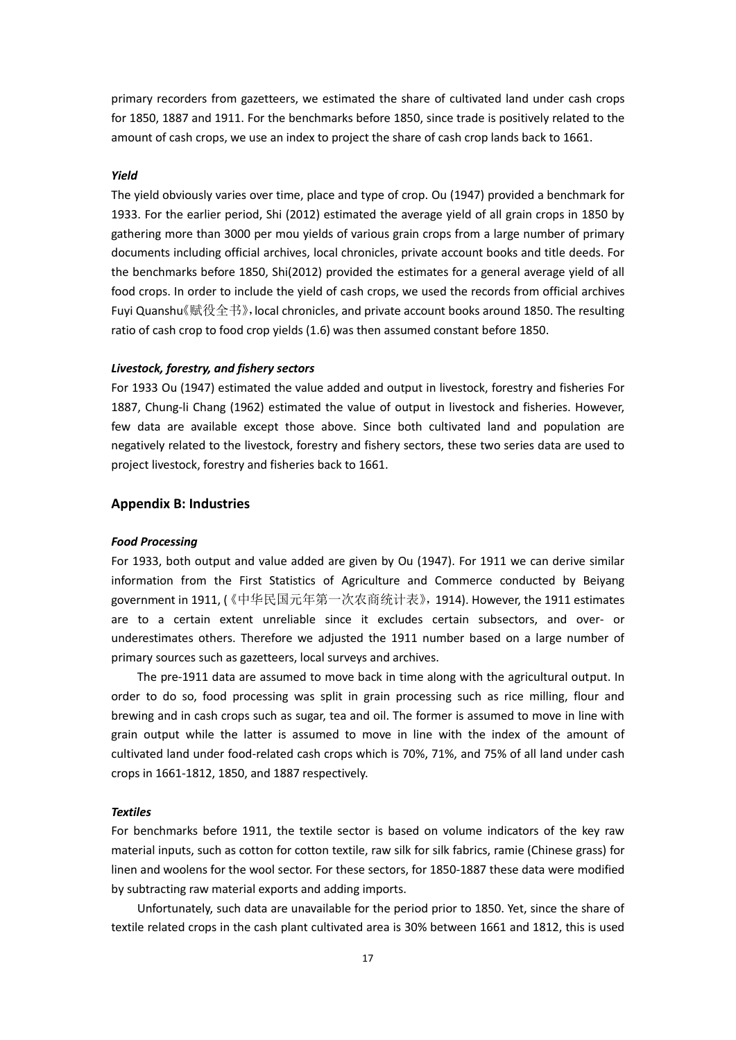primary recorders from gazetteers, we estimated the share of cultivated land under cash crops for 1850, 1887 and 1911. For the benchmarks before 1850, since trade is positively related to the amount of cash crops, we use an index to project the share of cash crop lands back to 1661.

#### *Yield*

The yield obviously varies over time, place and type of crop. Ou (1947) provided a benchmark for 1933. For the earlier period, Shi (2012) estimated the average yield of all grain crops in 1850 by gathering more than 3000 per mou yields of various grain crops from a large number of primary documents including official archives, local chronicles, private account books and title deeds. For the benchmarks before 1850, Shi(2012) provided the estimates for a general average yield of all food crops. In order to include the yield of cash crops, we used the records from official archives Fuyi Quanshu《赋役全书》, local chronicles, and private account books around 1850. The resulting ratio of cash crop to food crop yields (1.6) was then assumed constant before 1850.

#### *Livestock, forestry, and fishery sectors*

For 1933 Ou (1947) estimated the value added and output in livestock, forestry and fisheries For 1887, Chung-li Chang (1962) estimated the value of output in livestock and fisheries. However, few data are available except those above. Since both cultivated land and population are negatively related to the livestock, forestry and fishery sectors, these two series data are used to project livestock, forestry and fisheries back to 1661.

## Appendix B: Industries

#### *Food Processing*

For 1933, both output and value added are given by Ou (1947). For 1911 we can derive similar information from the First Statistics of Agriculture and Commerce conducted by Beiyang government in 1911, (《中华民国元年第一次农商统计表》, 1914). However, the 1911 estimates are to a certain extent unreliable since it excludes certain subsectors, and over- or underestimates others. Therefore we adjusted the 1911 number based on a large number of primary sources such as gazetteers, local surveys and archives.

The pre-1911 data are assumed to move back in time along with the agricultural output. In order to do so, food processing was split in grain processing such as rice milling, flour and brewing and in cash crops such as sugar, tea and oil. The former is assumed to move in line with grain output while the latter is assumed to move in line with the index of the amount of cultivated land under food-related cash crops which is 70%, 71%, and 75% of all land under cash crops in 1661-1812, 1850, and 1887 respectively.

#### *Textiles*

For benchmarks before 1911, the textile sector is based on volume indicators of the key raw material inputs, such as cotton for cotton textile, raw silk for silk fabrics, ramie (Chinese grass) for linen and woolens for the wool sector. For these sectors, for 1850-1887 these data were modified by subtracting raw material exports and adding imports.

Unfortunately, such data are unavailable for the period prior to 1850. Yet, since the share of textile related crops in the cash plant cultivated area is 30% between 1661 and 1812, this is used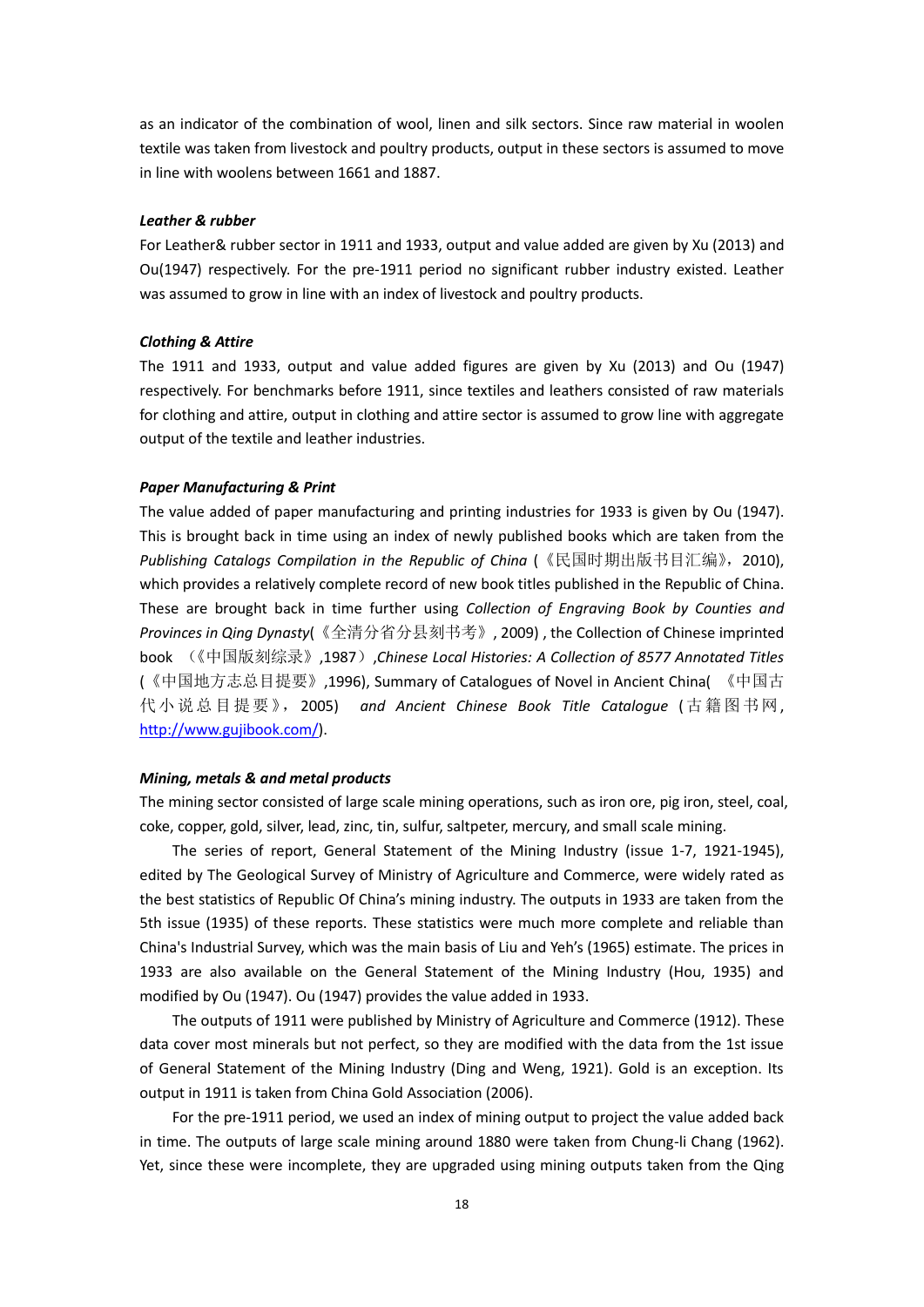as an indicator of the combination of wool, linen and silk sectors. Since raw material in woolen textile was taken from livestock and poultry products, output in these sectors is assumed to move in line with woolens between 1661 and 1887.

***Leather & rubber***

For Leather& rubber sector in 1911 and 1933, output and value added are given by Xu (2013) and Ou(1947) respectively. For the pre-1911 period no significant rubber industry existed. Leather was assumed to grow in line with an index of livestock and poultry products.

***Clothing & Attire***

The 1911 and 1933, output and value added figures are given by Xu (2013) and Ou (1947) respectively. For benchmarks before 1911, since textiles and leathers consisted of raw materials for clothing and attire, output in clothing and attire sector is assumed to grow line with aggregate output of the textile and leather industries.

***Paper Manufacturing & Print***

The value added of paper manufacturing and printing industries for 1933 is given by Ou (1947). This is brought back in time using an index of newly published books which are taken from the *Publishing Catalogs Compilation in the Republic of China* (《民国时期出版书目汇编》, 2010), which provides a relatively complete record of new book titles published in the Republic of China. These are brought back in time further using *Collection of Engraving Book by Counties and Provinces in Qing Dynasty*(《全清分省分县刻书考》, 2009) , the Collection of Chinese imprinted book （《中国版刻综录》,1987）,*Chinese Local Histories: A Collection of 8577 Annotated Titles* (《中国地方志总目提要》,1996), Summary of Catalogues of Novel in Ancient China( 《中国古代小说总目提要》，2005) *and Ancient Chinese Book Title Catalogue* (古籍图书网, http://www.gujibook.com/).

***Mining, metals & and metal products***

The mining sector consisted of large scale mining operations, such as iron ore, pig iron, steel, coal, coke, copper, gold, silver, lead, zinc, tin, sulfur, saltpeter, mercury, and small scale mining.

The series of report, General Statement of the Mining Industry (issue 1-7, 1921-1945), edited by The Geological Survey of Ministry of Agriculture and Commerce, were widely rated as the best statistics of Republic Of China's mining industry. The outputs in 1933 are taken from the 5th issue (1935) of these reports. These statistics were much more complete and reliable than China's Industrial Survey, which was the main basis of Liu and Yeh's (1965) estimate. The prices in 1933 are also available on the General Statement of the Mining Industry (Hou, 1935) and modified by Ou (1947). Ou (1947) provides the value added in 1933.

The outputs of 1911 were published by Ministry of Agriculture and Commerce (1912). These data cover most minerals but not perfect, so they are modified with the data from the 1st issue of General Statement of the Mining Industry (Ding and Weng, 1921). Gold is an exception. Its output in 1911 is taken from China Gold Association (2006).

For the pre-1911 period, we used an index of mining output to project the value added back in time. The outputs of large scale mining around 1880 were taken from Chung-li Chang (1962). Yet, since these were incomplete, they are upgraded using mining outputs taken from the Qing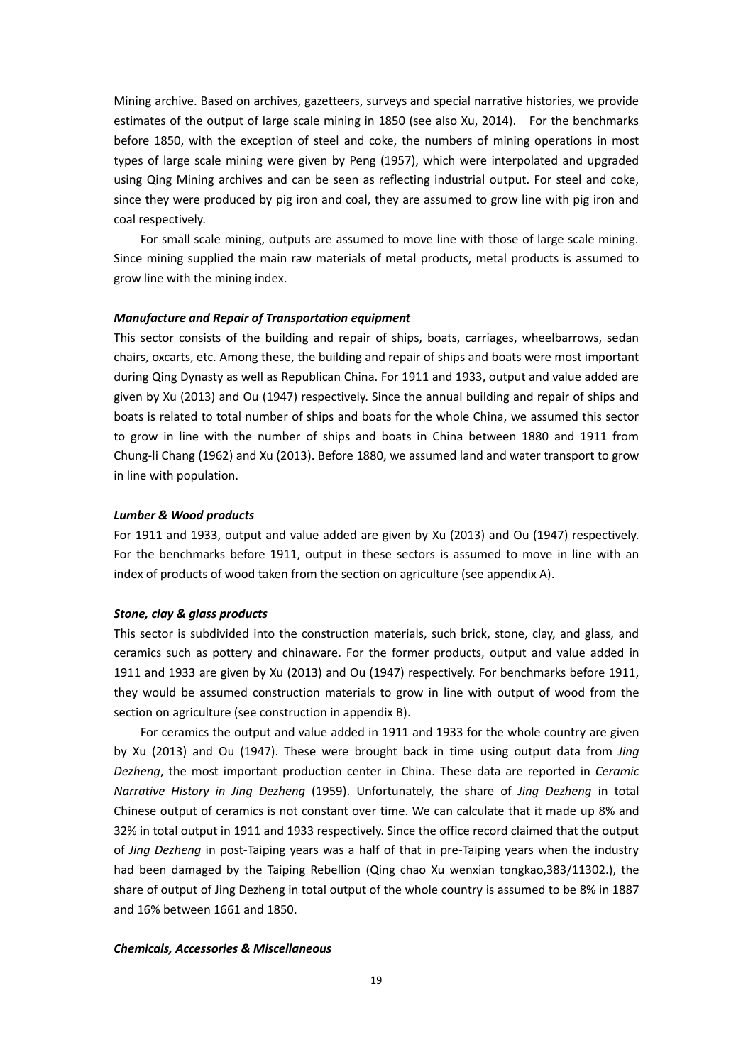Mining archive. Based on archives, gazetteers, surveys and special narrative histories, we provide estimates of the output of large scale mining in 1850 (see also Xu, 2014). For the benchmarks before 1850, with the exception of steel and coke, the numbers of mining operations in most types of large scale mining were given by Peng (1957), which were interpolated and upgraded using Qing Mining archives and can be seen as reflecting industrial output. For steel and coke, since they were produced by pig iron and coal, they are assumed to grow line with pig iron and coal respectively.

For small scale mining, outputs are assumed to move line with those of large scale mining. Since mining supplied the main raw materials of metal products, metal products is assumed to grow line with the mining index.

#### ***Manufacture and Repair of Transportation equipment***

This sector consists of the building and repair of ships, boats, carriages, wheelbarrows, sedan chairs, oxcarts, etc. Among these, the building and repair of ships and boats were most important during Qing Dynasty as well as Republican China. For 1911 and 1933, output and value added are given by Xu (2013) and Ou (1947) respectively. Since the annual building and repair of ships and boats is related to total number of ships and boats for the whole China, we assumed this sector to grow in line with the number of ships and boats in China between 1880 and 1911 from Chung-li Chang (1962) and Xu (2013). Before 1880, we assumed land and water transport to grow in line with population.

#### ***Lumber & Wood products***

For 1911 and 1933, output and value added are given by Xu (2013) and Ou (1947) respectively. For the benchmarks before 1911, output in these sectors is assumed to move in line with an index of products of wood taken from the section on agriculture (see appendix A).

#### ***Stone, clay & glass products***

This sector is subdivided into the construction materials, such brick, stone, clay, and glass, and ceramics such as pottery and chinaware. For the former products, output and value added in 1911 and 1933 are given by Xu (2013) and Ou (1947) respectively. For benchmarks before 1911, they would be assumed construction materials to grow in line with output of wood from the section on agriculture (see construction in appendix B).

For ceramics the output and value added in 1911 and 1933 for the whole country are given by Xu (2013) and Ou (1947). These were brought back in time using output data from *Jing Dezheng*, the most important production center in China. These data are reported in *Ceramic Narrative History in Jing Dezheng* (1959). Unfortunately, the share of *Jing Dezheng* in total Chinese output of ceramics is not constant over time. We can calculate that it made up 8% and 32% in total output in 1911 and 1933 respectively. Since the office record claimed that the output of *Jing Dezheng* in post-Taiping years was a half of that in pre-Taiping years when the industry had been damaged by the Taiping Rebellion (Qing chao Xu wenxian tongkao,383/11302.), the share of output of Jing Dezheng in total output of the whole country is assumed to be 8% in 1887 and 16% between 1661 and 1850.

#### ***Chemicals, Accessories & Miscellaneous***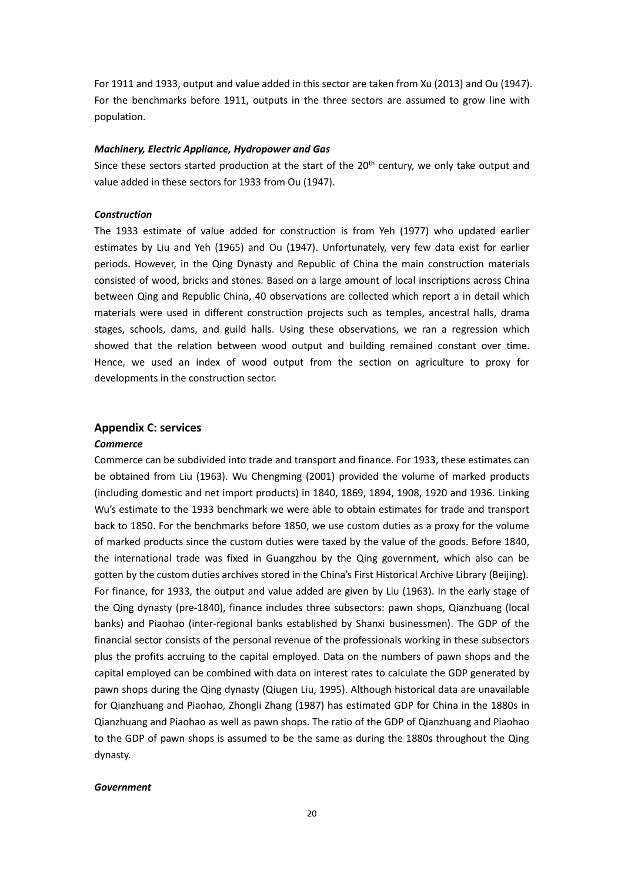For 1911 and 1933, output and value added in this sector are taken from Xu (2013) and Ou (1947). For the benchmarks before 1911, outputs in the three sectors are assumed to grow line with population.

***Machinery, Electric Appliance, Hydropower and Gas***

Since these sectors started production at the start of the 20th century, we only take output and value added in these sectors for 1933 from Ou (1947).

***Construction***

The 1933 estimate of value added for construction is from Yeh (1977) who updated earlier estimates by Liu and Yeh (1965) and Ou (1947). Unfortunately, very few data exist for earlier periods. However, in the Qing Dynasty and Republic of China the main construction materials consisted of wood, bricks and stones. Based on a large amount of local inscriptions across China between Qing and Republic China, 40 observations are collected which report a in detail which materials were used in different construction projects such as temples, ancestral halls, drama stages, schools, dams, and guild halls. Using these observations, we ran a regression which showed that the relation between wood output and building remained constant over time. Hence, we used an index of wood output from the section on agriculture to proxy for developments in the construction sector.

## Appendix C: services

***Commerce***

Commerce can be subdivided into trade and transport and finance. For 1933, these estimates can be obtained from Liu (1963). Wu Chengming (2001) provided the volume of marked products (including domestic and net import products) in 1840, 1869, 1894, 1908, 1920 and 1936. Linking Wu's estimate to the 1933 benchmark we were able to obtain estimates for trade and transport back to 1850. For the benchmarks before 1850, we use custom duties as a proxy for the volume of marked products since the custom duties were taxed by the value of the goods. Before 1840, the international trade was fixed in Guangzhou by the Qing government, which also can be gotten by the custom duties archives stored in the China's First Historical Archive Library (Beijing). For finance, for 1933, the output and value added are given by Liu (1963). In the early stage of the Qing dynasty (pre-1840), finance includes three subsectors: pawn shops, Qianzhuang (local banks) and Piaohao (inter-regional banks established by Shanxi businessmen). The GDP of the financial sector consists of the personal revenue of the professionals working in these subsectors plus the profits accruing to the capital employed. Data on the numbers of pawn shops and the capital employed can be combined with data on interest rates to calculate the GDP generated by pawn shops during the Qing dynasty (Qiugen Liu, 1995). Although historical data are unavailable for Qianzhuang and Piaohao, Zhongli Zhang (1987) has estimated GDP for China in the 1880s in Qianzhuang and Piaohao as well as pawn shops. The ratio of the GDP of Qianzhuang and Piaohao to the GDP of pawn shops is assumed to be the same as during the 1880s throughout the Qing dynasty.

***Government***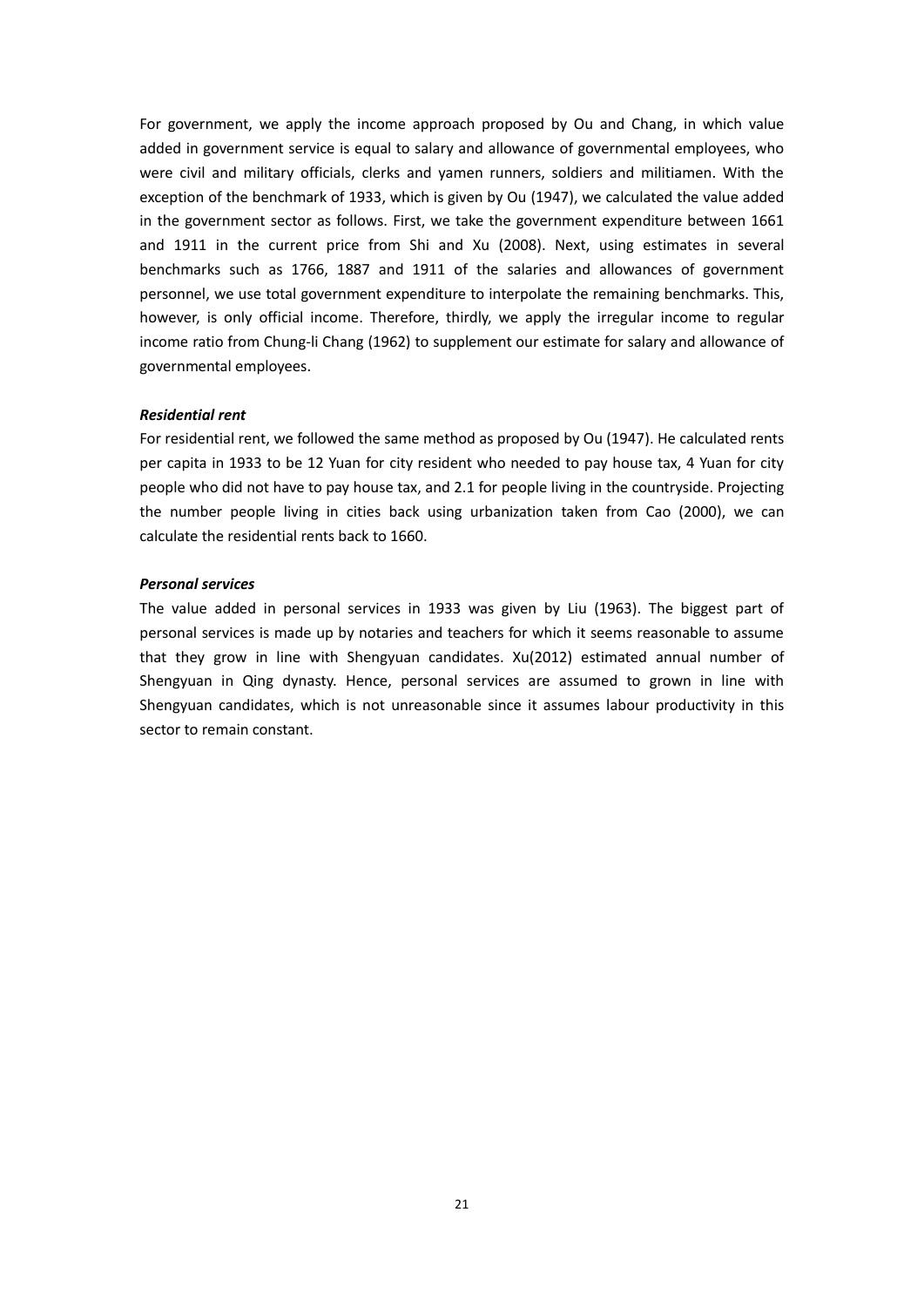For government, we apply the income approach proposed by Ou and Chang, in which value added in government service is equal to salary and allowance of governmental employees, who were civil and military officials, clerks and yamen runners, soldiers and militiamen. With the exception of the benchmark of 1933, which is given by Ou (1947), we calculated the value added in the government sector as follows. First, we take the government expenditure between 1661 and 1911 in the current price from Shi and Xu (2008). Next, using estimates in several benchmarks such as 1766, 1887 and 1911 of the salaries and allowances of government personnel, we use total government expenditure to interpolate the remaining benchmarks. This, however, is only official income. Therefore, thirdly, we apply the irregular income to regular income ratio from Chung-li Chang (1962) to supplement our estimate for salary and allowance of governmental employees.

***Residential rent***

For residential rent, we followed the same method as proposed by Ou (1947). He calculated rents per capita in 1933 to be 12 Yuan for city resident who needed to pay house tax, 4 Yuan for city people who did not have to pay house tax, and 2.1 for people living in the countryside. Projecting the number people living in cities back using urbanization taken from Cao (2000), we can calculate the residential rents back to 1660.

***Personal services***

The value added in personal services in 1933 was given by Liu (1963). The biggest part of personal services is made up by notaries and teachers for which it seems reasonable to assume that they grow in line with Shengyuan candidates. Xu(2012) estimated annual number of Shengyuan in Qing dynasty. Hence, personal services are assumed to grown in line with Shengyuan candidates, which is not unreasonable since it assumes labour productivity in this sector to remain constant.